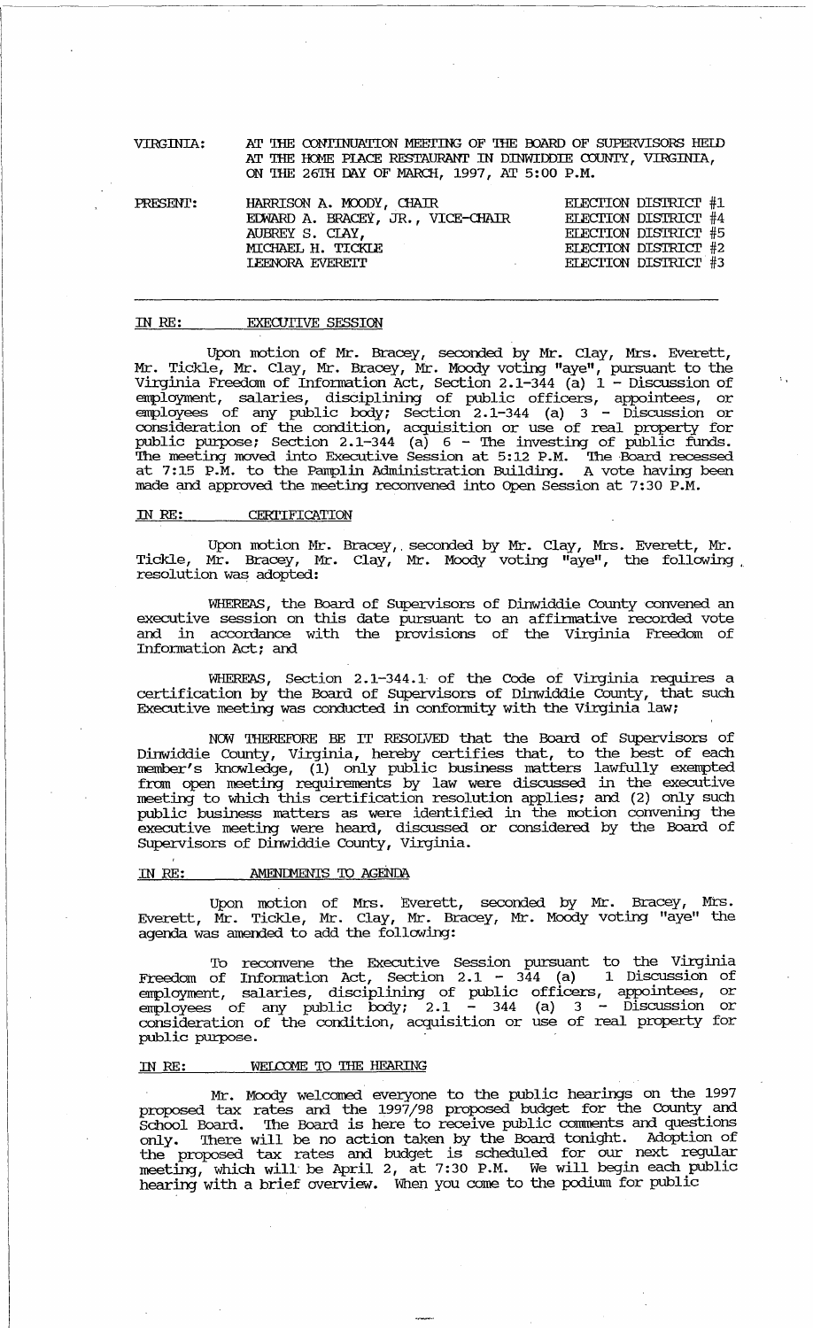VIRGINIA: AT THE CONTINUATION MEETING OF THE BOARD OF SUPERVISORS HELD AT THE HOME PLACE RESTAURANT IN DINWIDDIE COUNTY, VIRGINIA, ON THE 26TH DAY OF MARCH, 1997, AT 5:00 P.M.

| PRESENT: | | |
|---|---|---|
| | HARRISON A. MOODY, CHAIR | ELECTION DISTRICT #1 |
| | EDWARD A. BRACEY, JR., VICE-CHAIR | ELECTION DISTRICT #4 |
| | AUBREY S. CLAY, | ELECTION DISTRICT #5 |
| | MICHAEL H. TICKLE | ELECTION DISTRICT #2 |
| | LEENORA EVERETT | ELECTION DISTRICT #3 |

---

IN RE: EXECUTIVE SESSION

Upon motion of Mr. Bracey, seconded by Mr. Clay, Mrs. Everett, Mr. Tickle, Mr. Clay, Mr. Bracey, Mr. Moody voting "aye", pursuant to the Virginia Freedom of Information Act, Section 2.1-344 (a) 1 - Discussion of employment, salaries, disciplining of public officers, appointees, or employees of any public body; Section 2.1-344 (a) 3 - Discussion or consideration of the condition, acquisition or use of real property for public purpose; Section 2.1-344 (a) 6 - The investing of public funds. The meeting moved into Executive Session at 5:12 P.M. The Board recessed at 7:15 P.M. to the Pamplin Administration Building. A vote having been made and approved the meeting reconvened into Open Session at 7:30 P.M.

IN RE: CERTIFICATION

Upon motion Mr. Bracey, seconded by Mr. Clay, Mrs. Everett, Mr. Tickle, Mr. Bracey, Mr. Clay, Mr. Moody voting "aye", the following resolution was adopted:

WHEREAS, the Board of Supervisors of Dinwiddie County convened an executive session on this date pursuant to an affirmative recorded vote and in accordance with the provisions of the Virginia Freedom of Information Act; and

WHEREAS, Section 2.1-344.1 of the Code of Virginia requires a certification by the Board of Supervisors of Dinwiddie County, that such Executive meeting was conducted in conformity with the Virginia law;

NOW THEREFORE BE IT RESOLVED that the Board of Supervisors of Dinwiddie County, Virginia, hereby certifies that, to the best of each member's knowledge, (1) only public business matters lawfully exempted from open meeting requirements by law were discussed in the executive meeting to which this certification resolution applies; and (2) only such public business matters as were identified in the motion convening the executive meeting were heard, discussed or considered by the Board of Supervisors of Dinwiddie County, Virginia.

IN RE: AMENDMENTS TO AGENDA

Upon motion of Mrs. Everett, seconded by Mr. Bracey, Mrs. Everett, Mr. Tickle, Mr. Clay, Mr. Bracey, Mr. Moody voting "aye" the agenda was amended to add the following:

To reconvene the Executive Session pursuant to the Virginia Freedom of Information Act, Section 2.1 - 344 (a) 1 Discussion of employment, salaries, disciplining of public officers, appointees, or employees of any public body; 2.1 - 344 (a) 3 - Discussion or consideration of the condition, acquisition or use of real property for public purpose.

IN RE: WELCOME TO THE HEARING

Mr. Moody welcomed everyone to the public hearings on the 1997 proposed tax rates and the 1997/98 proposed budget for the County and School Board. The Board is here to receive public comments and questions only. There will be no action taken by the Board tonight. Adoption of the proposed tax rates and budget is scheduled for our next regular meeting, which will be April 2, at 7:30 P.M. We will begin each public hearing with a brief overview. When you come to the podium for public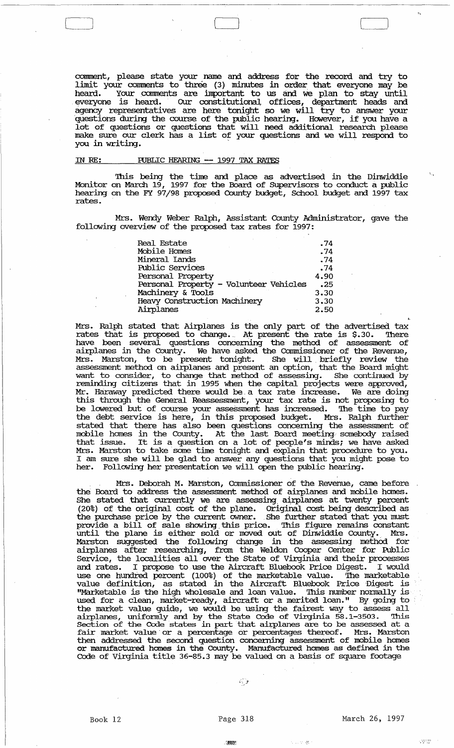comment, please state your name and address for the record and try to limit your comments to three (3) minutes in order that everyone may be heard. Your comments are important to us and we plan to stay until everyone is heard. Our constitutional offices, department heads and agency representatives are here tonight so we will try to answer your questions during the course of the public hearing. However, if you have a lot of questions or questions that will need additional research please make sure our clerk has a list of your questions and we will respond to you in writing.

IN RE: PUBLIC HEARING -- 1997 TAX RATES

This being the time and place as advertised in the Dinwiddie Monitor on March 19, 1997 for the Board of Supervisors to conduct a public hearing on the FY 97/98 proposed County budget, School budget and 1997 tax rates.

Mrs. Wendy Weber Ralph, Assistant County Administrator, gave the following overview of the proposed tax rates for 1997:

| | |
|---|---|
| Real Estate | .74 |
| Mobile Homes | .74 |
| Mineral Lands | .74 |
| Public Services | .74 |
| Personal Property | 4.90 |
| Personal Property - Volunteer Vehicles | .25 |
| Machinery & Tools | 3.30 |
| Heavy Construction Machinery | 3.30 |
| Airplanes | 2.50 |

Mrs. Ralph stated that Airplanes is the only part of the advertised tax rates that is proposed to change. At present the rate is $.30. There have been several questions concerning the method of assessment of airplanes in the County. We have asked the Commissioner of the Revenue, Mrs. Marston, to be present tonight. She will briefly review the assessment method on airplanes and present an option, that the Board might want to consider, to change that method of assessing. She continued by reminding citizens that in 1995 when the capital projects were approved, Mr. Haraway predicted there would be a tax rate increase. We are doing this through the General Reassessment, your tax rate is not proposing to be lowered but of course your assessment has increased. The time to pay the debt service is here, in this proposed budget. Mrs. Ralph further stated that there has also been questions concerning the assessment of mobile homes in the County. At the last Board meeting somebody raised that issue. It is a question on a lot of people's minds; we have asked Mrs. Marston to take some time tonight and explain that procedure to you. I am sure she will be glad to answer any questions that you might pose to her. Following her presentation we will open the public hearing.

Mrs. Deborah M. Marston, Commissioner of the Revenue, came before the Board to address the assessment method of airplanes and mobile homes. She stated that currently we are assessing airplanes at twenty percent (20%) of the original cost of the plane. Original cost being described as the purchase price by the current owner. She further stated that you must provide a bill of sale showing this price. This figure remains constant until the plane is either sold or moved out of Dinwiddie County. Mrs. Marston suggested the following change in the assessing method for airplanes after researching, from the Weldon Cooper Center for Public Service, the localities all over the State of Virginia and their processes and rates. I propose to use the Aircraft Bluebook Price Digest. I would use one hundred percent (100%) of the marketable value. The marketable value definition, as stated in the Aircraft Bluebook Price Digest is "Marketable is the high wholesale and loan value. This number normally is used for a clean, market-ready, aircraft or a merited loan." By going to the market value guide, we would be using the fairest way to assess all airplanes, uniformly and by the State Code of Virginia 58.1-3503. This Section of the Code states in part that airplanes are to be assessed at a fair market value or a percentage or percentages thereof. Mrs. Marston then addressed the second question concerning assessment of mobile homes or manufactured homes in the County. Manufactured homes as defined in the Code of Virginia title 36-85.3 may be valued on a basis of square footage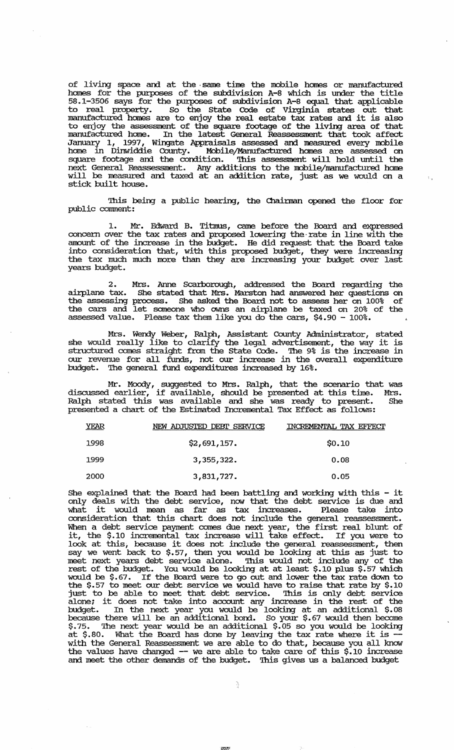of living space and at the same time the mobile homes or manufactured homes for the purposes of the subdivision A-8 which is under the title 58.1-3506 says for the purposes of subdivision A-8 equal that applicable to real property. So the State Code of Virginia states out that manufactured homes are to enjoy the real estate tax rates and it is also to enjoy the assessment of the square footage of the living area of that manufactured home. In the latest General Reassessment that took affect January 1, 1997, Wingate Appraisals assessed and measured every mobile home in Dinwiddie County. Mobile/Manufactured homes are assessed on square footage and the condition. This assessment will hold until the next General Reassessment. Any additions to the mobile/manufactured home will be measured and taxed at an addition rate, just as we would on a stick built house.

This being a public hearing, the Chairman opened the floor for public comment:

1. Mr. Edward B. Titmus, came before the Board and expressed concern over the tax rates and proposed lowering the rate in line with the amount of the increase in the budget. He did request that the Board take into consideration that, with this proposed budget, they were increasing the tax much much more than they are increasing your budget over last years budget.

2. Mrs. Anne Scarborough, addressed the Board regarding the airplane tax. She stated that Mrs. Marston had answered her questions on the assessing process. She asked the Board not to assess her on 100% of the cars and let someone who owns an airplane be taxed on 20% of the assessed value. Please tax them like you do the cars, \$4.90 - 100%.

Mrs. Wendy Weber, Ralph, Assistant County Administrator, stated she would really like to clarify the legal advertisement, the way it is structured comes straight from the State Code. The 9% is the increase in our revenue for all funds, not our increase in the overall expenditure budget. The general fund expenditures increased by 16%.

Mr. Moody, suggested to Mrs. Ralph, that the scenario that was discussed earlier, if available, should be presented at this time. Mrs. Ralph stated this was available and she was ready to present. She presented a chart of the Estimated Incremental Tax Effect as follows:

| YEAR | NEW ADJUSTED DEBT SERVICE | INCREMENTAL TAX EFFECT |
|---|---|---|
| 1998 | \$2,691,157. | \$0.10 |
| 1999 | 3,355,322. | 0.08 |
| 2000 | 3,831,727. | 0.05 |

She explained that the Board had been battling and working with this - it only deals with the debt service, now that the debt service is due and what it would mean as far as tax increases. Please take into consideration that this chart does not include the general reassessment. When a debt service payment comes due next year, the first real blunt of it, the \$.10 incremental tax increase will take effect. If you were to look at this, because it does not include the general reassessment, then say we went back to \$.57, then you would be looking at this as just to meet next years debt service alone. This would not include any of the rest of the budget. You would be looking at at least \$.10 plus \$.57 which would be \$.67. If the Board were to go out and lower the tax rate down to the \$.57 to meet our debt service we would have to raise that rate by \$.10 just to be able to meet that debt service. This is only debt service alone; it does not take into account any increase in the rest of the budget. In the next year you would be looking at an additional \$.08 because there will be an additional bond. So your \$.67 would then become \$.75. The next year would be an additional \$.05 so you would be looking at \$.80. What the Board has done by leaving the tax rate where it is -- with the General Reassessment we are able to do that, because you all know the values have changed -- we are able to take care of this \$.10 increase and meet the other demands of the budget. This gives us a balanced budget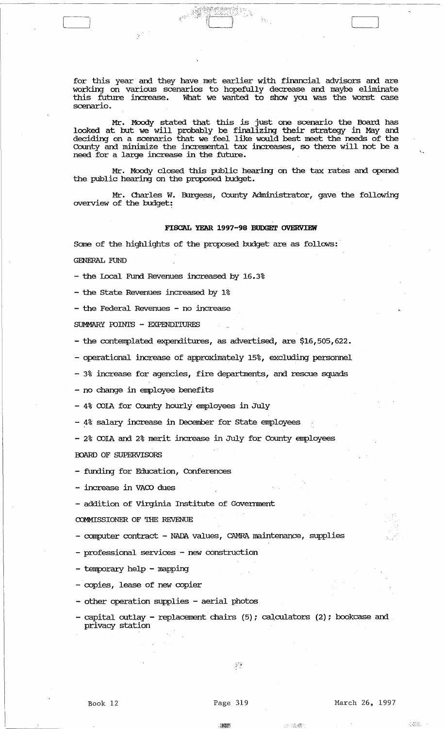for this year and they have met earlier with financial advisors and are working on various scenarios to hopefully decrease and maybe eliminate this future increase. What we wanted to show you was the worst case scenario.

Mr. Moody stated that this is just one scenario the Board has looked at but we will probably be finalizing their strategy in May and deciding on a scenario that we feel like would best meet the needs of the County and minimize the incremental tax increases, so there will not be a need for a large increase in the future.

Mr. Moody closed this public hearing on the tax rates and opened the public hearing on the proposed budget.

Mr. Charles W. Burgess, County Administrator, gave the following overview of the budget:

**FISCAL YEAR 1997-98 BUDGET OVERVIEW**

Some of the highlights of the proposed budget are as follows:

GENERAL FUND

- the Local Fund Revenues increased by 16.3%
- the State Revenues increased by 1%
- the Federal Revenues - no increase

SUMMARY POINTS - EXPENDITURES

- the contemplated expenditures, as advertised, are $16,505,622.
- operational increase of approximately 15%, excluding personnel
- 3% increase for agencies, fire departments, and rescue squads
- no change in employee benefits
- 4% COLA for County hourly employees in July
- 4% salary increase in December for State employees
- 2% COLA and 2% merit increase in July for County employees

BOARD OF SUPERVISORS

- funding for Education, Conferences
- increase in VACO dues
- addition of Virginia Institute of Government

COMMISSIONER OF THE REVENUE

- computer contract - NADA values, CAMRA maintenance, supplies
- professional services - new construction
- temporary help - mapping
- copies, lease of new copier
- other operation supplies - aerial photos
- capital outlay - replacement chairs (5); calculators (2); bookcase and privacy station

Book 12 Page 319 March 26, 1997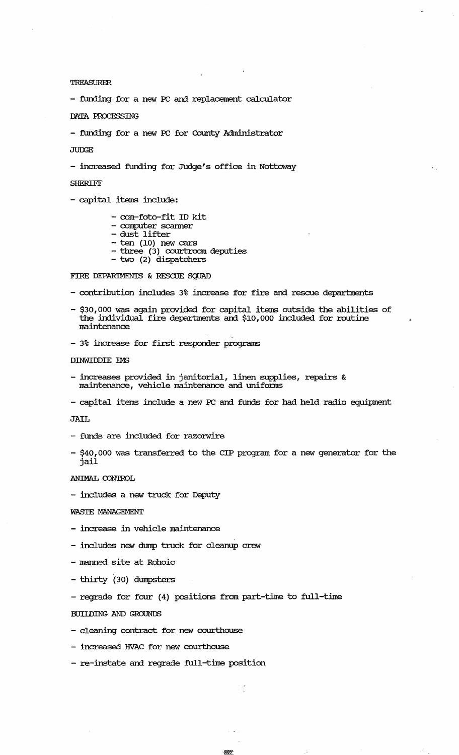TREASURER

- funding for a new PC and replacement calculator

DATA PROCESSING

- funding for a new PC for County Administrator

JUDGE

- increased funding for Judge's office in Nottoway

SHERIFF

- capital items include:
  - com-foto-fit ID kit
  - computer scanner
  - dust lifter
  - ten (10) new cars
  - three (3) courtroom deputies
  - two (2) dispatchers

FIRE DEPARTMENTS & RESCUE SQUAD

- contribution includes 3% increase for fire and rescue departments

- $30,000 was again provided for capital items outside the abilities of the individual fire departments and $10,000 included for routine maintenance

- 3% increase for first responder programs

DINWIDDIE EMS

- increases provided in janitorial, linen supplies, repairs & maintenance, vehicle maintenance and uniforms

- capital items include a new PC and funds for had held radio equipment

JAIL

- funds are included for razorwire

- $40,000 was transferred to the CIP program for a new generator for the jail

ANIMAL CONTROL

- includes a new truck for Deputy

WASTE MANAGEMENT

- increase in vehicle maintenance

- includes new dump truck for cleanup crew

- manned site at Rohoic

- thirty (30) dumpsters

- regrade for four (4) positions from part-time to full-time

BUILDING AND GROUNDS

- cleaning contract for new courthouse

- increased HVAC for new courthouse

- re-instate and regrade full-time position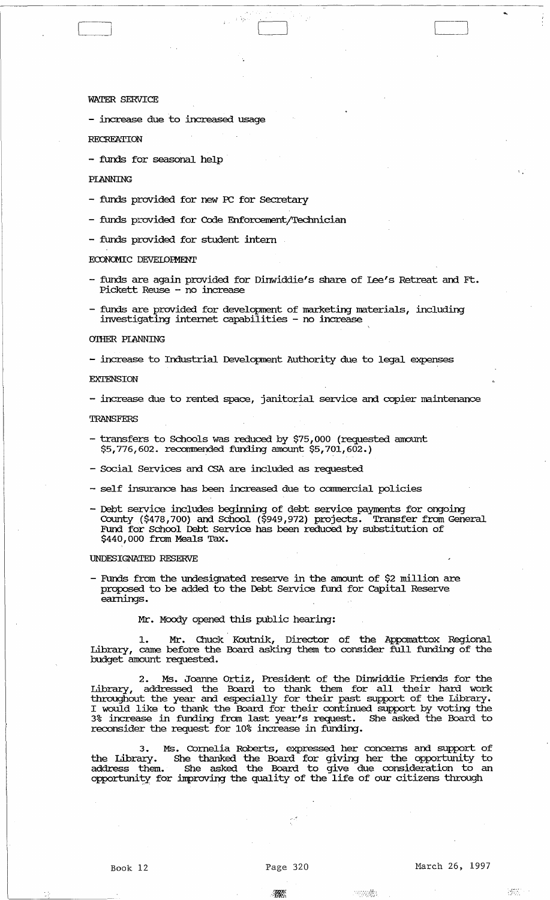WATER SERVICE

- increase due to increased usage

RECREATION

- funds for seasonal help

PLANNING

- funds provided for new PC for Secretary
- funds provided for Code Enforcement/Technician
- funds provided for student intern

ECONOMIC DEVELOPMENT

- funds are again provided for Dinwiddie's share of Lee's Retreat and Ft. Pickett Reuse - no increase
- funds are provided for development of marketing materials, including investigating internet capabilities - no increase

OTHER PLANNING

- increase to Industrial Development Authority due to legal expenses

EXTENSION

- increase due to rented space, janitorial service and copier maintenance

TRANSFERS

- transfers to Schools was reduced by $75,000 (requested amount $5,776,602. recommended funding amount $5,701,602.)
- Social Services and CSA are included as requested
- self insurance has been increased due to commercial policies
- Debt service includes beginning of debt service payments for ongoing County ($478,700) and School ($949,972) projects. Transfer from General Fund for School Debt Service has been reduced by substitution of $440,000 from Meals Tax.

UNDESIGNATED RESERVE

- Funds from the undesignated reserve in the amount of $2 million are proposed to be added to the Debt Service fund for Capital Reserve earnings.

Mr. Moody opened this public hearing:

1. Mr. Chuck Koutnik, Director of the Appomattox Regional Library, came before the Board asking them to consider full funding of the budget amount requested.

2. Ms. Joanne Ortiz, President of the Dinwiddie Friends for the Library, addressed the Board to thank them for all their hard work throughout the year and especially for their past support of the Library. I would like to thank the Board for their continued support by voting the 3% increase in funding from last year's request. She asked the Board to reconsider the request for 10% increase in funding.

3. Ms. Cornelia Roberts, expressed her concerns and support of the Library. She thanked the Board for giving her the opportunity to address them. She asked the Board to give due consideration to an opportunity for improving the quality of the life of our citizens through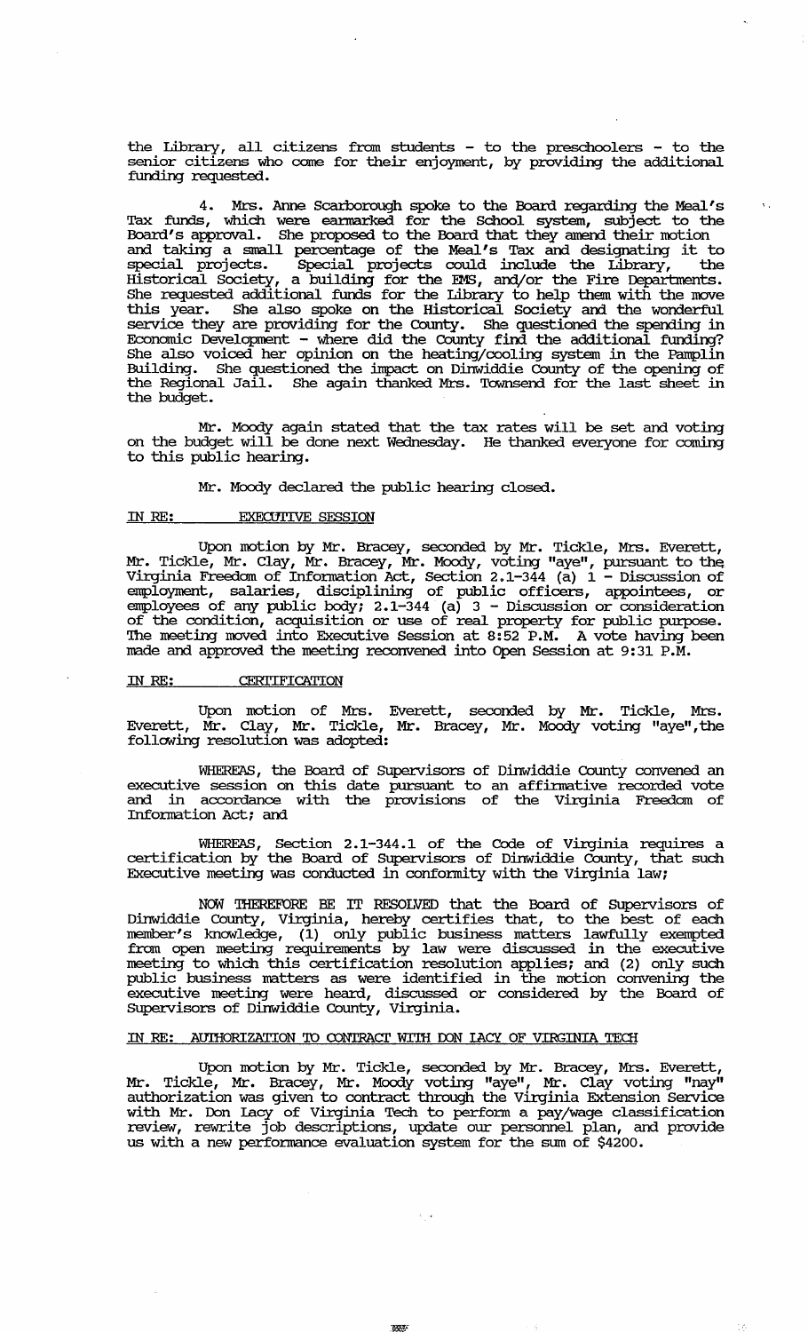the Library, all citizens from students - to the preschoolers - to the senior citizens who come for their enjoyment, by providing the additional funding requested.

4. Mrs. Anne Scarborough spoke to the Board regarding the Meal's Tax funds, which were earmarked for the School system, subject to the Board's approval. She proposed to the Board that they amend their motion and taking a small percentage of the Meal's Tax and designating it to special projects. Special projects could include the Library, the Historical Society, a building for the EMS, and/or the Fire Departments. She requested additional funds for the Library to help them with the move this year. She also spoke on the Historical Society and the wonderful service they are providing for the County. She questioned the spending in Economic Development - where did the County find the additional funding? She also voiced her opinion on the heating/cooling system in the Pamplin Building. She questioned the impact on Dinwiddie County of the opening of the Regional Jail. She again thanked Mrs. Townsend for the last sheet in the budget.

Mr. Moody again stated that the tax rates will be set and voting on the budget will be done next Wednesday. He thanked everyone for coming to this public hearing.

Mr. Moody declared the public hearing closed.

IN RE: EXECUTIVE SESSION

Upon motion by Mr. Bracey, seconded by Mr. Tickle, Mrs. Everett, Mr. Tickle, Mr. Clay, Mr. Bracey, Mr. Moody, voting "aye", pursuant to the Virginia Freedom of Information Act, Section 2.1-344 (a) 1 - Discussion of employment, salaries, disciplining of public officers, appointees, or employees of any public body; 2.1-344 (a) 3 - Discussion or consideration of the condition, acquisition or use of real property for public purpose. The meeting moved into Executive Session at 8:52 P.M. A vote having been made and approved the meeting reconvened into Open Session at 9:31 P.M.

IN RE: CERTIFICATION

Upon motion of Mrs. Everett, seconded by Mr. Tickle, Mrs. Everett, Mr. Clay, Mr. Tickle, Mr. Bracey, Mr. Moody voting "aye", the following resolution was adopted:

WHEREAS, the Board of Supervisors of Dinwiddie County convened an executive session on this date pursuant to an affirmative recorded vote and in accordance with the provisions of the Virginia Freedom of Information Act; and

WHEREAS, Section 2.1-344.1 of the Code of Virginia requires a certification by the Board of Supervisors of Dinwiddie County, that such Executive meeting was conducted in conformity with the Virginia law;

NOW THEREFORE BE IT RESOLVED that the Board of Supervisors of Dinwiddie County, Virginia, hereby certifies that, to the best of each member's knowledge, (1) only public business matters lawfully exempted from open meeting requirements by law were discussed in the executive meeting to which this certification resolution applies; and (2) only such public business matters as were identified in the motion convening the executive meeting were heard, discussed or considered by the Board of Supervisors of Dinwiddie County, Virginia.

IN RE: AUTHORIZATION TO CONTRACT WITH DON LACY OF VIRGINIA TECH

Upon motion by Mr. Tickle, seconded by Mr. Bracey, Mrs. Everett, Mr. Tickle, Mr. Bracey, Mr. Moody voting "aye", Mr. Clay voting "nay" authorization was given to contract through the Virginia Extension Service with Mr. Don Lacy of Virginia Tech to perform a pay/wage classification review, rewrite job descriptions, update our personnel plan, and provide us with a new performance evaluation system for the sum of $4200.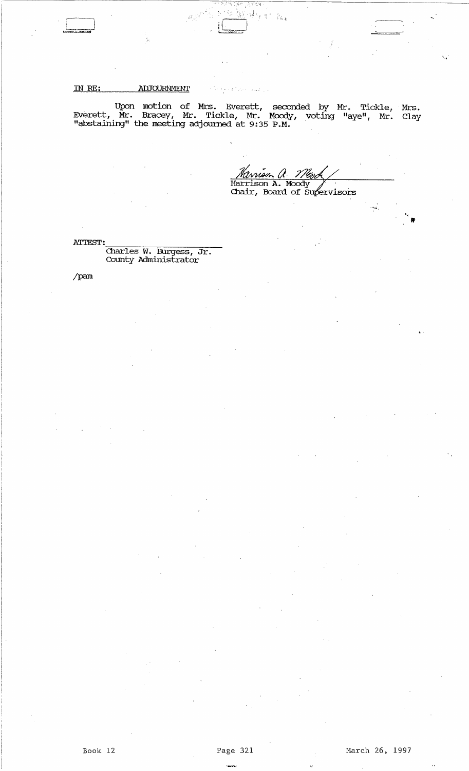IN RE: ADJOURNMENT

Upon motion of Mrs. Everett, seconded by Mr. Tickle, Mrs. Everett, Mr. Bracey, Mr. Tickle, Mr. Moody, voting "aye", Mr. Clay "abstaining" the meeting adjourned at 9:35 P.M.

Harrison A. Moody
Chair, Board of Supervisors

ATTEST:

Charles W. Burgess, Jr.
County Administrator

/pam